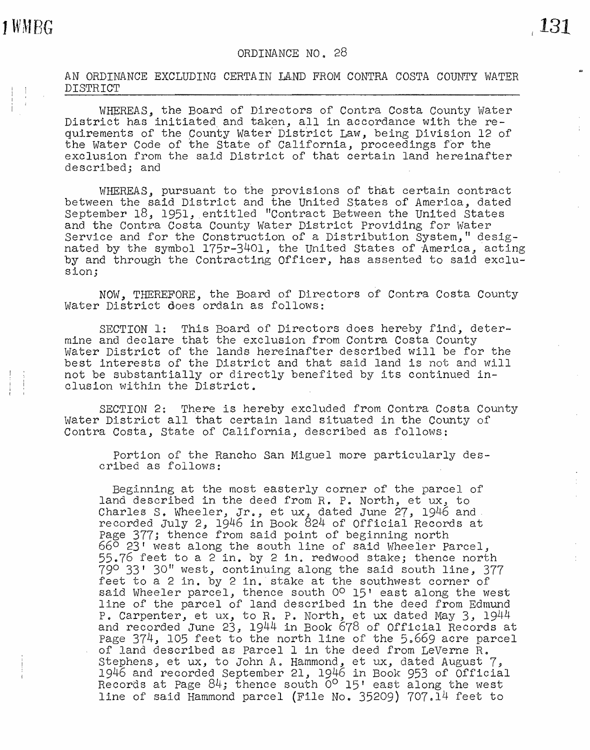# ORDINANCE NO. 28

## AN ORDINANCE EXCLUDING CERTAIN LAND FROM CONTRA COSTA COUNTY WATER DISTRICT

WHEREAS, the Board of Directors of Contra Costa County Water District has initiated and taken, all in accordance with the requirements of the County Water District Law, being Division 12 of the Water Code of the State of California, proceedings for the exclusion from the said District of that certain land hereinafter described; and

WHEREAS, pursuant to the provisions of that certain contract between the said District and the United States of America, dated September 18, 1951, entitled "Contract Between the United States and the Contra Costa County Water District Providing for Water Service and for the Construction of a Distribution System," designated by the symbol 175r-3401, the United States of America, acting by and through the Contracting Officer, has assented to said exclusion;

NOW, THEREFORE, the Board of Directors of Contra Costa County Water District does ordain as follows:

SECTION 1: This Board of Directors does hereby find, determine and declare that the exclusion from Contra Costa County Water District of the lands hereinafter described will be for the best interests of the District and that said land is not and will not be substantially or directly benefited by its continued inclusion within the District.

SECTION 2: There is hereby excluded from Contra Costa County Water District all that certain land situated in the County of Contra Costa, State of California, described as follows:

Portion of the Rancho San Miguel more particularly described as follows:

Beginning at the most easterly corner of the parcel of land described in the deed from R. P. North, et ux, to Charles S. Wheeler, Jr., et ux, dated June 27, 1946 and recorded July 2, 1946 in Book 824 of Official Records at Page 377; thence from said point of beginning north 66° 23' west along the south line of said Wheeler Parcel, 55.76 feet to a 2 in. by 2 in. redwood stake; thence north 79° 33' 30" west, continuing along the said south line, 377 feet to a 2 in. by 2 in. stake at the southwest corner of said Wheeler parcel, thence south 0° 15' east along the west line of the parcel of land described in the deed from Edmund P. Carpenter, et ux, to R. P. North, et ux dated May 3, 1944 and recorded June 23, 1944 in Book 678 of Official Records at Page 374, 105 feet to the north line of the 5.669 acre parcel of land described as Parcel 1 in the deed from LeVerne R. Stephens, et ux, to John A. Hammond, et ux, dated August 7, 1946 and recorded September 21, 1946 in Book 953 of Official Records at Page 84; thence south 0° 15' east along the west line of said Hammond parcel (File No. 35209) 707.14 feet to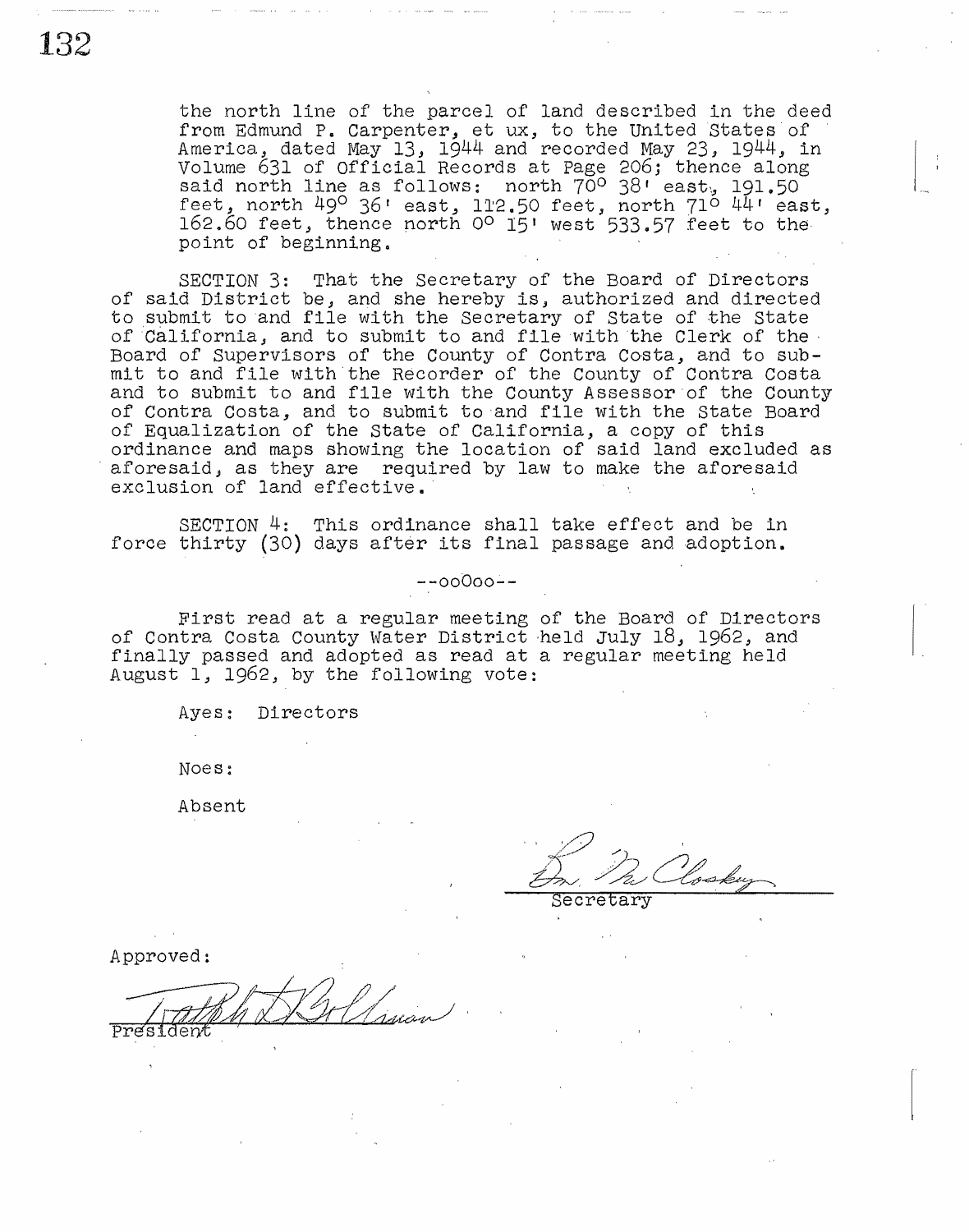the north line of the parcel of land described in the deed from Edmund P. Carpenter, et ux, to the United States of America, dated May 13, 1944 and recorded May 23, 1944, in Volume 631 of Official Records at Page 206; thence along said north line as follows: north 70° 38' east, 191.50 feet, north 49° 36' east, 112.50 feet, north 71° 44' east, 162.60 feet, thence north 0° 15' west 533.57 feet to the point of beginning.

SECTION 3: That the Secretary of the Board of Directors of said District be, and she hereby is, authorized and directed to submit to and file with the Secretary of State of the State of California, and to submit to and file with the Clerk of the Board of Supervisors of the County of Contra Costa, and to submit to and file with the Recorder of the County of Contra Costa and to submit to and file with the County Assessor of the County of Contra Costa, and to submit to and file with the State Board of Equalization of the State of California, a copy of this ordinance and maps showing the location of said land excluded as aforesaid, as they are required by law to make the aforesaid exclusion of land effective.

SECTION 4: This ordinance shall take effect and be in force thirty (30) days after its final passage and adoption.

--ooOoo--

First read at a regular meeting of the Board of Directors of Contra Costa County Water District held July 18, 1962, and finally passed and adopted as read at a regular meeting held August 1, 1962, by the following vote:

Ayes: Directors

Noes:

Absent

D. McCloskey
Secretary

Approved:

Ralph D. Bollman
President